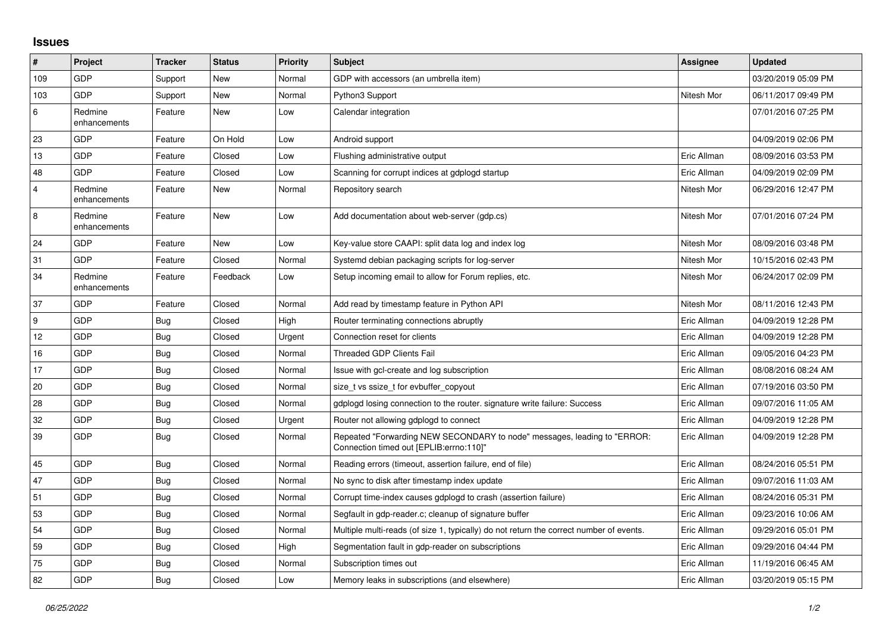## Issues

| # | Project | Tracker | Status | Priority | Subject | Assignee | Updated |
|---|---|---|---|---|---|---|---|
| 109 | GDP | Support | New | Normal | GDP with accessors (an umbrella item) | | 03/20/2019 05:09 PM |
| 103 | GDP | Support | New | Normal | Python3 Support | Nitesh Mor | 06/11/2017 09:49 PM |
| 6 | Redmine enhancements | Feature | New | Low | Calendar integration | | 07/01/2016 07:25 PM |
| 23 | GDP | Feature | On Hold | Low | Android support | | 04/09/2019 02:06 PM |
| 13 | GDP | Feature | Closed | Low | Flushing administrative output | Eric Allman | 08/09/2016 03:53 PM |
| 48 | GDP | Feature | Closed | Low | Scanning for corrupt indices at gdplogd startup | Eric Allman | 04/09/2019 02:09 PM |
| 4 | Redmine enhancements | Feature | New | Normal | Repository search | Nitesh Mor | 06/29/2016 12:47 PM |
| 8 | Redmine enhancements | Feature | New | Low | Add documentation about web-server (gdp.cs) | Nitesh Mor | 07/01/2016 07:24 PM |
| 24 | GDP | Feature | New | Low | Key-value store CAAPI: split data log and index log | Nitesh Mor | 08/09/2016 03:48 PM |
| 31 | GDP | Feature | Closed | Normal | Systemd debian packaging scripts for log-server | Nitesh Mor | 10/15/2016 02:43 PM |
| 34 | Redmine enhancements | Feature | Feedback | Low | Setup incoming email to allow for Forum replies, etc. | Nitesh Mor | 06/24/2017 02:09 PM |
| 37 | GDP | Feature | Closed | Normal | Add read by timestamp feature in Python API | Nitesh Mor | 08/11/2016 12:43 PM |
| 9 | GDP | Bug | Closed | High | Router terminating connections abruptly | Eric Allman | 04/09/2019 12:28 PM |
| 12 | GDP | Bug | Closed | Urgent | Connection reset for clients | Eric Allman | 04/09/2019 12:28 PM |
| 16 | GDP | Bug | Closed | Normal | Threaded GDP Clients Fail | Eric Allman | 09/05/2016 04:23 PM |
| 17 | GDP | Bug | Closed | Normal | Issue with gcl-create and log subscription | Eric Allman | 08/08/2016 08:24 AM |
| 20 | GDP | Bug | Closed | Normal | size_t vs ssize_t for evbuffer_copyout | Eric Allman | 07/19/2016 03:50 PM |
| 28 | GDP | Bug | Closed | Normal | gdplogd losing connection to the router. signature write failure: Success | Eric Allman | 09/07/2016 11:05 AM |
| 32 | GDP | Bug | Closed | Urgent | Router not allowing gdplogd to connect | Eric Allman | 04/09/2019 12:28 PM |
| 39 | GDP | Bug | Closed | Normal | Repeated "Forwarding NEW SECONDARY to node" messages, leading to "ERROR: Connection timed out [EPLIB:errno:110]" | Eric Allman | 04/09/2019 12:28 PM |
| 45 | GDP | Bug | Closed | Normal | Reading errors (timeout, assertion failure, end of file) | Eric Allman | 08/24/2016 05:51 PM |
| 47 | GDP | Bug | Closed | Normal | No sync to disk after timestamp index update | Eric Allman | 09/07/2016 11:03 AM |
| 51 | GDP | Bug | Closed | Normal | Corrupt time-index causes gdplogd to crash (assertion failure) | Eric Allman | 08/24/2016 05:31 PM |
| 53 | GDP | Bug | Closed | Normal | Segfault in gdp-reader.c; cleanup of signature buffer | Eric Allman | 09/23/2016 10:06 AM |
| 54 | GDP | Bug | Closed | Normal | Multiple multi-reads (of size 1, typically) do not return the correct number of events. | Eric Allman | 09/29/2016 05:01 PM |
| 59 | GDP | Bug | Closed | High | Segmentation fault in gdp-reader on subscriptions | Eric Allman | 09/29/2016 04:44 PM |
| 75 | GDP | Bug | Closed | Normal | Subscription times out | Eric Allman | 11/19/2016 06:45 AM |
| 82 | GDP | Bug | Closed | Low | Memory leaks in subscriptions (and elsewhere) | Eric Allman | 03/20/2019 05:15 PM |

*06/25/2022*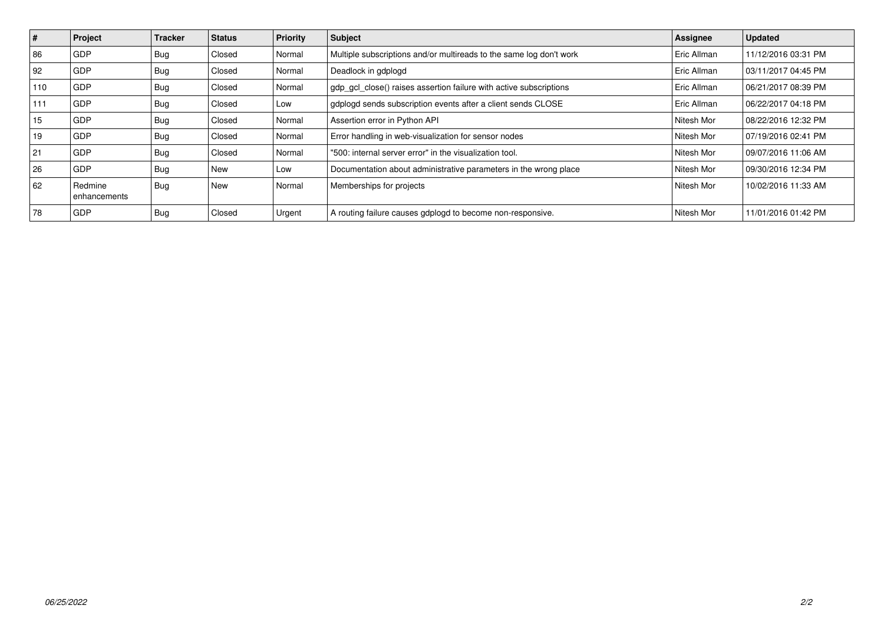| # | Project | Tracker | Status | Priority | Subject | Assignee | Updated |
|---|---|---|---|---|---|---|---|
| 86 | GDP | Bug | Closed | Normal | Multiple subscriptions and/or multireads to the same log don't work | Eric Allman | 11/12/2016 03:31 PM |
| 92 | GDP | Bug | Closed | Normal | Deadlock in gdplogd | Eric Allman | 03/11/2017 04:45 PM |
| 110 | GDP | Bug | Closed | Normal | gdp_gcl_close() raises assertion failure with active subscriptions | Eric Allman | 06/21/2017 08:39 PM |
| 111 | GDP | Bug | Closed | Low | gdplogd sends subscription events after a client sends CLOSE | Eric Allman | 06/22/2017 04:18 PM |
| 15 | GDP | Bug | Closed | Normal | Assertion error in Python API | Nitesh Mor | 08/22/2016 12:32 PM |
| 19 | GDP | Bug | Closed | Normal | Error handling in web-visualization for sensor nodes | Nitesh Mor | 07/19/2016 02:41 PM |
| 21 | GDP | Bug | Closed | Normal | "500: internal server error" in the visualization tool. | Nitesh Mor | 09/07/2016 11:06 AM |
| 26 | GDP | Bug | New | Low | Documentation about administrative parameters in the wrong place | Nitesh Mor | 09/30/2016 12:34 PM |
| 62 | Redmine enhancements | Bug | New | Normal | Memberships for projects | Nitesh Mor | 10/02/2016 11:33 AM |
| 78 | GDP | Bug | Closed | Urgent | A routing failure causes gdplogd to become non-responsive. | Nitesh Mor | 11/01/2016 01:42 PM |